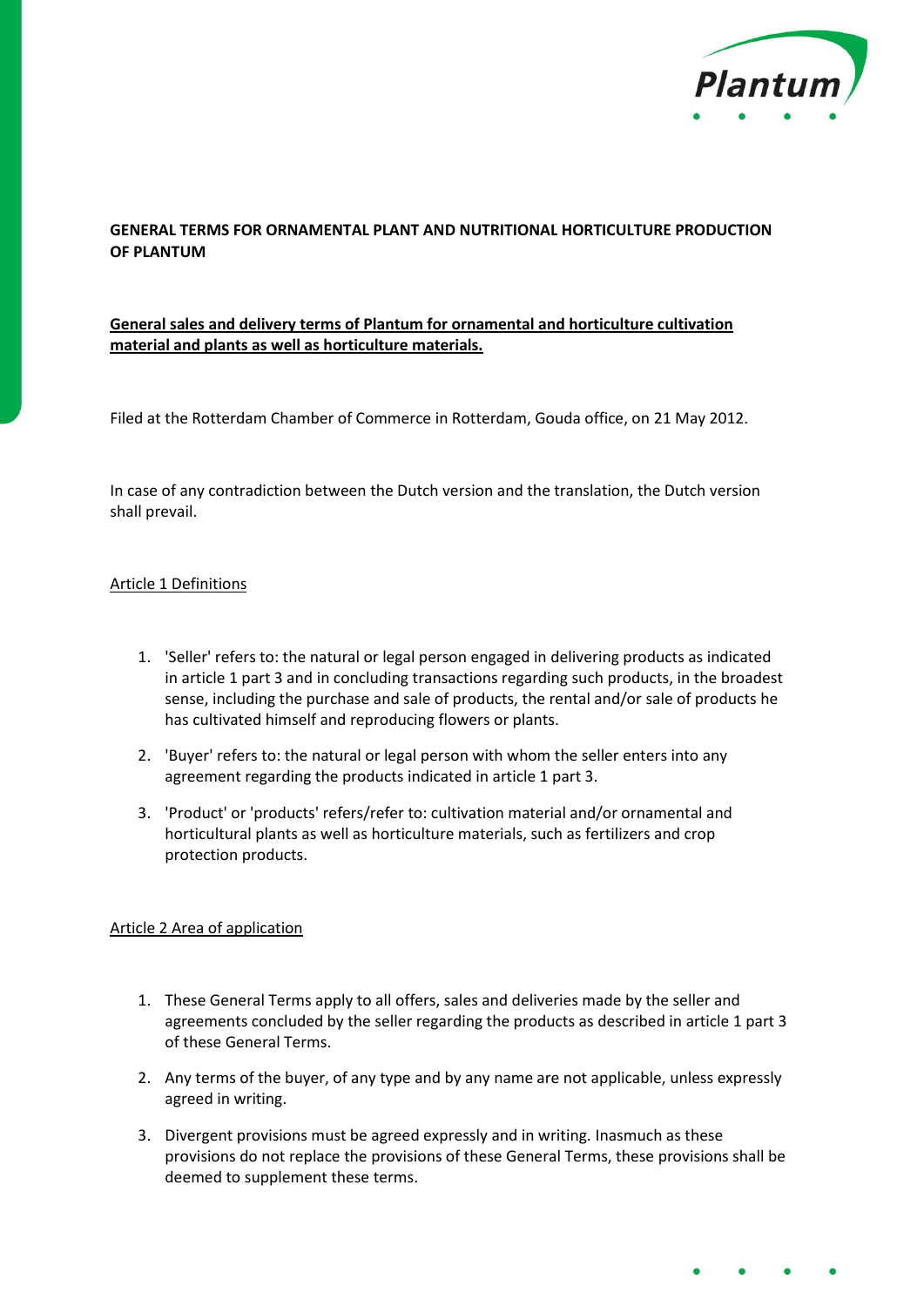**GENERAL TERMS FOR ORNAMENTAL PLANT AND NUTRITIONAL HORTICULTURE PRODUCTION OF PLANTUM**

**General sales and delivery terms of Plantum for ornamental and horticulture cultivation material and plants as well as horticulture materials.**

Filed at the Rotterdam Chamber of Commerce in Rotterdam, Gouda office, on 21 May 2012.

In case of any contradiction between the Dutch version and the translation, the Dutch version shall prevail.

## Article 1 Definitions

1. 'Seller' refers to: the natural or legal person engaged in delivering products as indicated in article 1 part 3 and in concluding transactions regarding such products, in the broadest sense, including the purchase and sale of products, the rental and/or sale of products he has cultivated himself and reproducing flowers or plants.
2. 'Buyer' refers to: the natural or legal person with whom the seller enters into any agreement regarding the products indicated in article 1 part 3.
3. 'Product' or 'products' refers/refer to: cultivation material and/or ornamental and horticultural plants as well as horticulture materials, such as fertilizers and crop protection products.

## Article 2 Area of application

1. These General Terms apply to all offers, sales and deliveries made by the seller and agreements concluded by the seller regarding the products as described in article 1 part 3 of these General Terms.
2. Any terms of the buyer, of any type and by any name are not applicable, unless expressly agreed in writing.
3. Divergent provisions must be agreed expressly and in writing. Inasmuch as these provisions do not replace the provisions of these General Terms, these provisions shall be deemed to supplement these terms.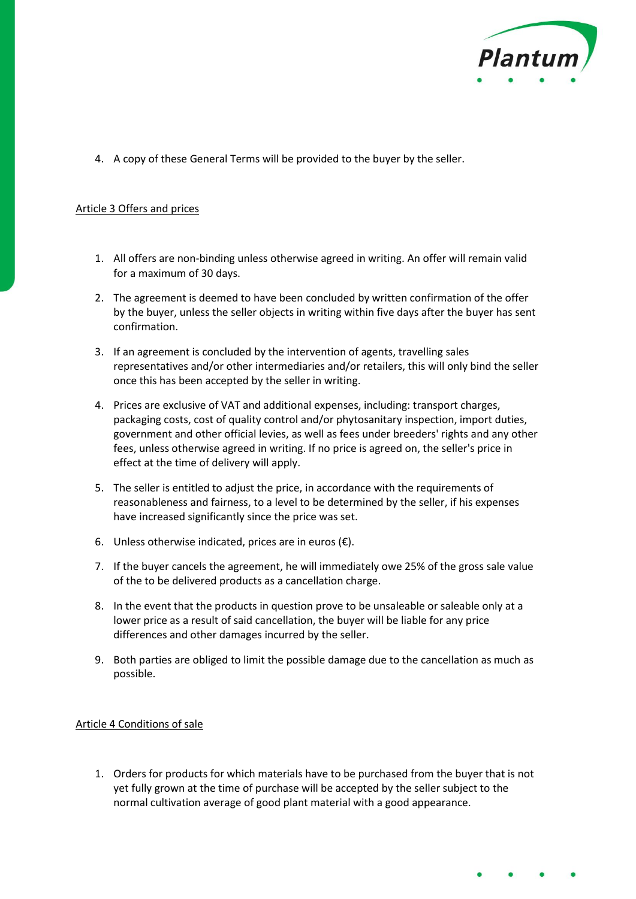4. A copy of these General Terms will be provided to the buyer by the seller.

## Article 3 Offers and prices

1. All offers are non-binding unless otherwise agreed in writing. An offer will remain valid for a maximum of 30 days.
2. The agreement is deemed to have been concluded by written confirmation of the offer by the buyer, unless the seller objects in writing within five days after the buyer has sent confirmation.
3. If an agreement is concluded by the intervention of agents, travelling sales representatives and/or other intermediaries and/or retailers, this will only bind the seller once this has been accepted by the seller in writing.
4. Prices are exclusive of VAT and additional expenses, including: transport charges, packaging costs, cost of quality control and/or phytosanitary inspection, import duties, government and other official levies, as well as fees under breeders' rights and any other fees, unless otherwise agreed in writing. If no price is agreed on, the seller's price in effect at the time of delivery will apply.
5. The seller is entitled to adjust the price, in accordance with the requirements of reasonableness and fairness, to a level to be determined by the seller, if his expenses have increased significantly since the price was set.
6. Unless otherwise indicated, prices are in euros (€).
7. If the buyer cancels the agreement, he will immediately owe 25% of the gross sale value of the to be delivered products as a cancellation charge.
8. In the event that the products in question prove to be unsaleable or saleable only at a lower price as a result of said cancellation, the buyer will be liable for any price differences and other damages incurred by the seller.
9. Both parties are obliged to limit the possible damage due to the cancellation as much as possible.

## Article 4 Conditions of sale

1. Orders for products for which materials have to be purchased from the buyer that is not yet fully grown at the time of purchase will be accepted by the seller subject to the normal cultivation average of good plant material with a good appearance.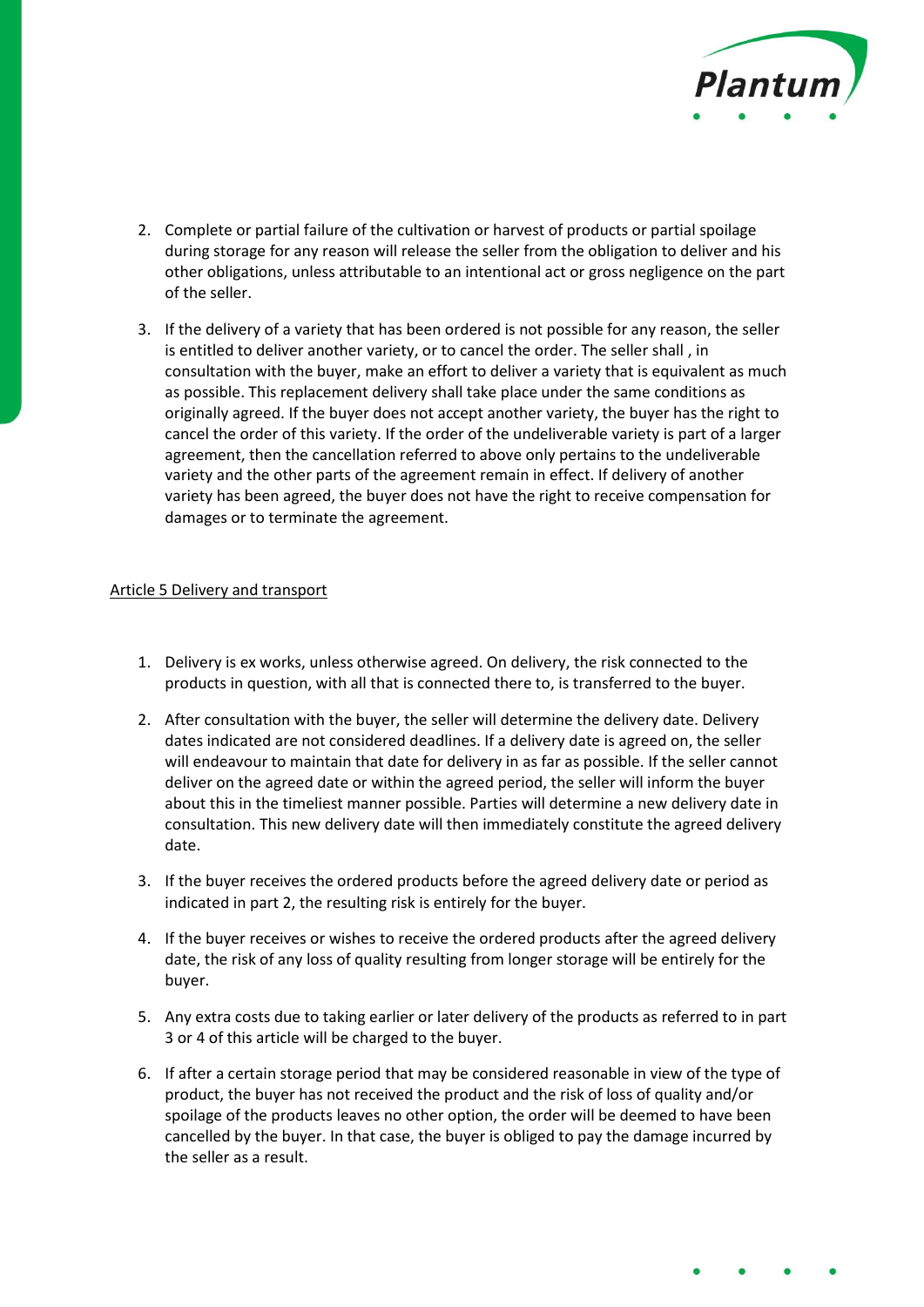2. Complete or partial failure of the cultivation or harvest of products or partial spoilage during storage for any reason will release the seller from the obligation to deliver and his other obligations, unless attributable to an intentional act or gross negligence on the part of the seller.

3. If the delivery of a variety that has been ordered is not possible for any reason, the seller is entitled to deliver another variety, or to cancel the order. The seller shall , in consultation with the buyer, make an effort to deliver a variety that is equivalent as much as possible. This replacement delivery shall take place under the same conditions as originally agreed. If the buyer does not accept another variety, the buyer has the right to cancel the order of this variety. If the order of the undeliverable variety is part of a larger agreement, then the cancellation referred to above only pertains to the undeliverable variety and the other parts of the agreement remain in effect. If delivery of another variety has been agreed, the buyer does not have the right to receive compensation for damages or to terminate the agreement.

## Article 5 Delivery and transport

1. Delivery is ex works, unless otherwise agreed. On delivery, the risk connected to the products in question, with all that is connected there to, is transferred to the buyer.

2. After consultation with the buyer, the seller will determine the delivery date. Delivery dates indicated are not considered deadlines. If a delivery date is agreed on, the seller will endeavour to maintain that date for delivery in as far as possible. If the seller cannot deliver on the agreed date or within the agreed period, the seller will inform the buyer about this in the timeliest manner possible. Parties will determine a new delivery date in consultation. This new delivery date will then immediately constitute the agreed delivery date.

3. If the buyer receives the ordered products before the agreed delivery date or period as indicated in part 2, the resulting risk is entirely for the buyer.

4. If the buyer receives or wishes to receive the ordered products after the agreed delivery date, the risk of any loss of quality resulting from longer storage will be entirely for the buyer.

5. Any extra costs due to taking earlier or later delivery of the products as referred to in part 3 or 4 of this article will be charged to the buyer.

6. If after a certain storage period that may be considered reasonable in view of the type of product, the buyer has not received the product and the risk of loss of quality and/or spoilage of the products leaves no other option, the order will be deemed to have been cancelled by the buyer. In that case, the buyer is obliged to pay the damage incurred by the seller as a result.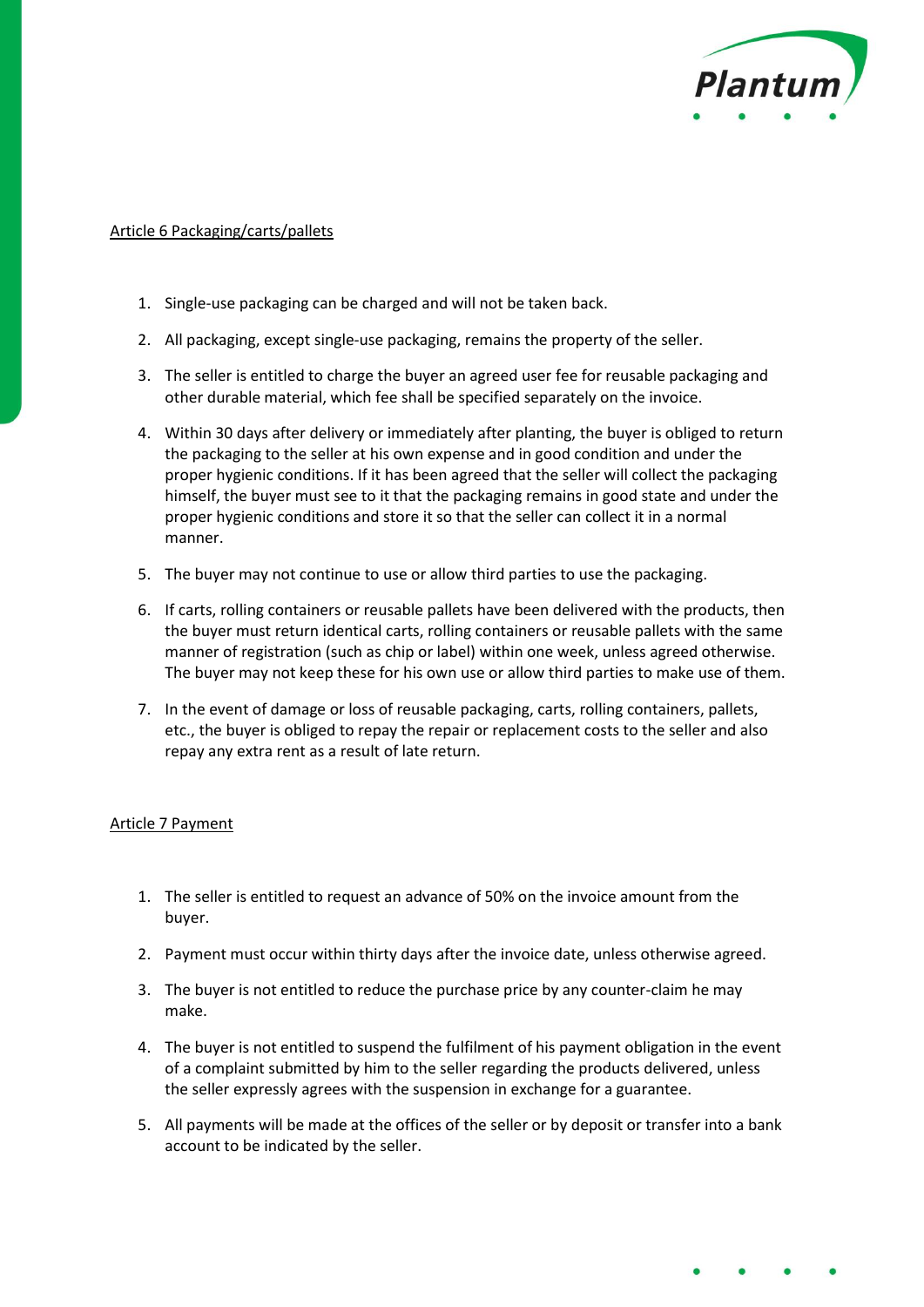## Article 6 Packaging/carts/pallets

1. Single-use packaging can be charged and will not be taken back.
2. All packaging, except single-use packaging, remains the property of the seller.
3. The seller is entitled to charge the buyer an agreed user fee for reusable packaging and other durable material, which fee shall be specified separately on the invoice.
4. Within 30 days after delivery or immediately after planting, the buyer is obliged to return the packaging to the seller at his own expense and in good condition and under the proper hygienic conditions. If it has been agreed that the seller will collect the packaging himself, the buyer must see to it that the packaging remains in good state and under the proper hygienic conditions and store it so that the seller can collect it in a normal manner.
5. The buyer may not continue to use or allow third parties to use the packaging.
6. If carts, rolling containers or reusable pallets have been delivered with the products, then the buyer must return identical carts, rolling containers or reusable pallets with the same manner of registration (such as chip or label) within one week, unless agreed otherwise. The buyer may not keep these for his own use or allow third parties to make use of them.
7. In the event of damage or loss of reusable packaging, carts, rolling containers, pallets, etc., the buyer is obliged to repay the repair or replacement costs to the seller and also repay any extra rent as a result of late return.

## Article 7 Payment

1. The seller is entitled to request an advance of 50% on the invoice amount from the buyer.
2. Payment must occur within thirty days after the invoice date, unless otherwise agreed.
3. The buyer is not entitled to reduce the purchase price by any counter-claim he may make.
4. The buyer is not entitled to suspend the fulfilment of his payment obligation in the event of a complaint submitted by him to the seller regarding the products delivered, unless the seller expressly agrees with the suspension in exchange for a guarantee.
5. All payments will be made at the offices of the seller or by deposit or transfer into a bank account to be indicated by the seller.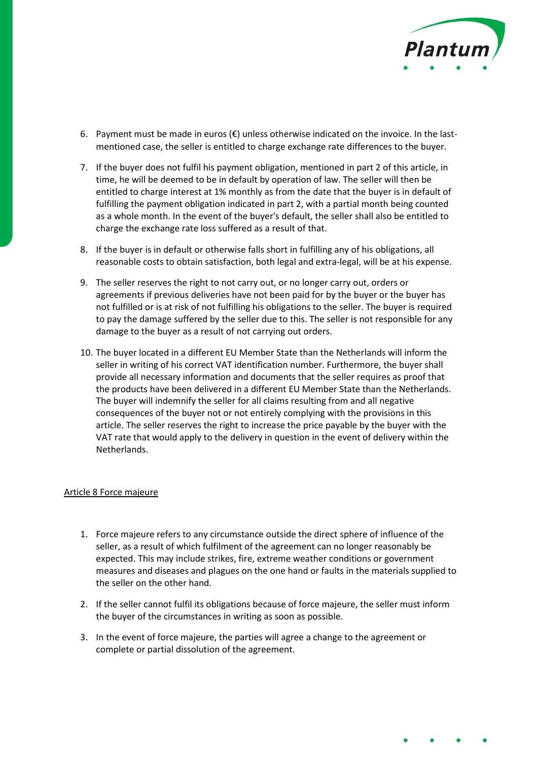6. Payment must be made in euros (€) unless otherwise indicated on the invoice. In the last-mentioned case, the seller is entitled to charge exchange rate differences to the buyer.
7. If the buyer does not fulfil his payment obligation, mentioned in part 2 of this article, in time, he will be deemed to be in default by operation of law. The seller will then be entitled to charge interest at 1% monthly as from the date that the buyer is in default of fulfilling the payment obligation indicated in part 2, with a partial month being counted as a whole month. In the event of the buyer's default, the seller shall also be entitled to charge the exchange rate loss suffered as a result of that.
8. If the buyer is in default or otherwise falls short in fulfilling any of his obligations, all reasonable costs to obtain satisfaction, both legal and extra-legal, will be at his expense.
9. The seller reserves the right to not carry out, or no longer carry out, orders or agreements if previous deliveries have not been paid for by the buyer or the buyer has not fulfilled or is at risk of not fulfilling his obligations to the seller. The buyer is required to pay the damage suffered by the seller due to this. The seller is not responsible for any damage to the buyer as a result of not carrying out orders.
10. The buyer located in a different EU Member State than the Netherlands will inform the seller in writing of his correct VAT identification number. Furthermore, the buyer shall provide all necessary information and documents that the seller requires as proof that the products have been delivered in a different EU Member State than the Netherlands. The buyer will indemnify the seller for all claims resulting from and all negative consequences of the buyer not or not entirely complying with the provisions in this article. The seller reserves the right to increase the price payable by the buyer with the VAT rate that would apply to the delivery in question in the event of delivery within the Netherlands.

## Article 8 Force majeure

1. Force majeure refers to any circumstance outside the direct sphere of influence of the seller, as a result of which fulfilment of the agreement can no longer reasonably be expected. This may include strikes, fire, extreme weather conditions or government measures and diseases and plagues on the one hand or faults in the materials supplied to the seller on the other hand.
2. If the seller cannot fulfil its obligations because of force majeure, the seller must inform the buyer of the circumstances in writing as soon as possible.
3. In the event of force majeure, the parties will agree a change to the agreement or complete or partial dissolution of the agreement.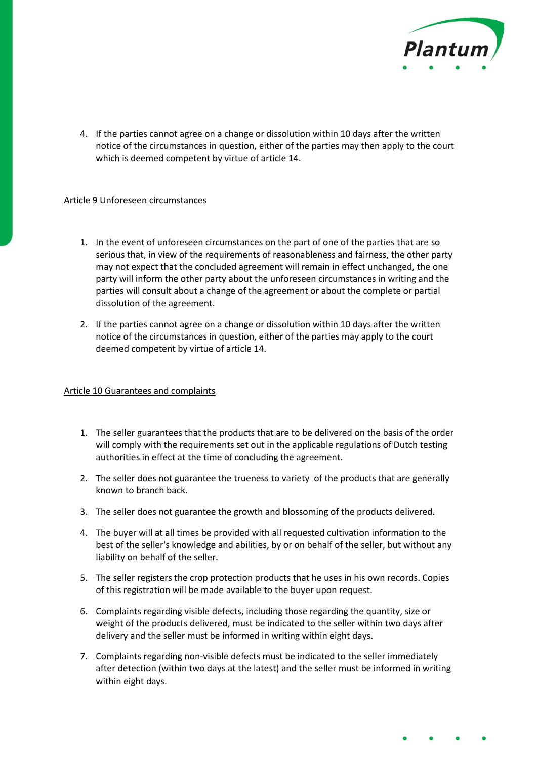4. If the parties cannot agree on a change or dissolution within 10 days after the written notice of the circumstances in question, either of the parties may then apply to the court which is deemed competent by virtue of article 14.

## Article 9 Unforeseen circumstances

1. In the event of unforeseen circumstances on the part of one of the parties that are so serious that, in view of the requirements of reasonableness and fairness, the other party may not expect that the concluded agreement will remain in effect unchanged, the one party will inform the other party about the unforeseen circumstances in writing and the parties will consult about a change of the agreement or about the complete or partial dissolution of the agreement.
2. If the parties cannot agree on a change or dissolution within 10 days after the written notice of the circumstances in question, either of the parties may apply to the court deemed competent by virtue of article 14.

## Article 10 Guarantees and complaints

1. The seller guarantees that the products that are to be delivered on the basis of the order will comply with the requirements set out in the applicable regulations of Dutch testing authorities in effect at the time of concluding the agreement.
2. The seller does not guarantee the trueness to variety of the products that are generally known to branch back.
3. The seller does not guarantee the growth and blossoming of the products delivered.
4. The buyer will at all times be provided with all requested cultivation information to the best of the seller's knowledge and abilities, by or on behalf of the seller, but without any liability on behalf of the seller.
5. The seller registers the crop protection products that he uses in his own records. Copies of this registration will be made available to the buyer upon request.
6. Complaints regarding visible defects, including those regarding the quantity, size or weight of the products delivered, must be indicated to the seller within two days after delivery and the seller must be informed in writing within eight days.
7. Complaints regarding non-visible defects must be indicated to the seller immediately after detection (within two days at the latest) and the seller must be informed in writing within eight days.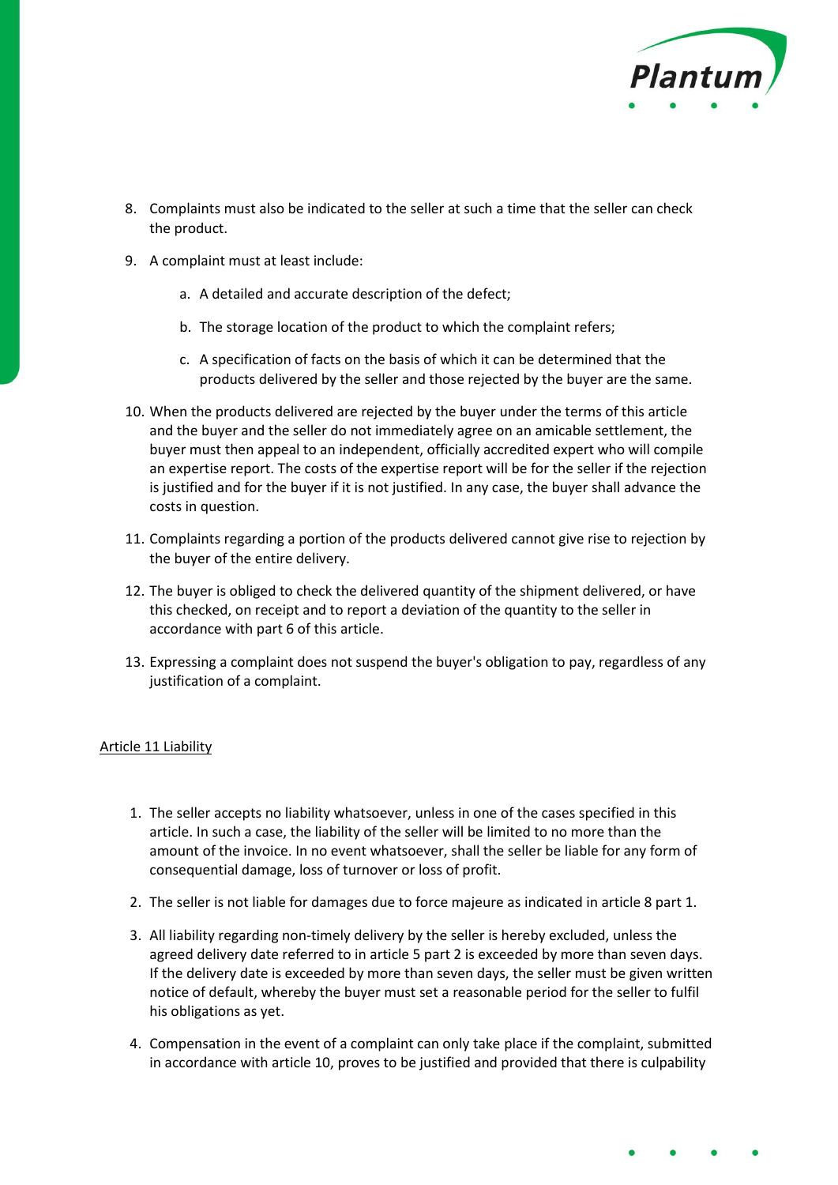8. Complaints must also be indicated to the seller at such a time that the seller can check the product.
9. A complaint must at least include:
    a. A detailed and accurate description of the defect;
    b. The storage location of the product to which the complaint refers;
    c. A specification of facts on the basis of which it can be determined that the products delivered by the seller and those rejected by the buyer are the same.
10. When the products delivered are rejected by the buyer under the terms of this article and the buyer and the seller do not immediately agree on an amicable settlement, the buyer must then appeal to an independent, officially accredited expert who will compile an expertise report. The costs of the expertise report will be for the seller if the rejection is justified and for the buyer if it is not justified. In any case, the buyer shall advance the costs in question.
11. Complaints regarding a portion of the products delivered cannot give rise to rejection by the buyer of the entire delivery.
12. The buyer is obliged to check the delivered quantity of the shipment delivered, or have this checked, on receipt and to report a deviation of the quantity to the seller in accordance with part 6 of this article.
13. Expressing a complaint does not suspend the buyer's obligation to pay, regardless of any justification of a complaint.

<u>Article 11 Liability</u>

1. The seller accepts no liability whatsoever, unless in one of the cases specified in this article. In such a case, the liability of the seller will be limited to no more than the amount of the invoice. In no event whatsoever, shall the seller be liable for any form of consequential damage, loss of turnover or loss of profit.
2. The seller is not liable for damages due to force majeure as indicated in article 8 part 1.
3. All liability regarding non-timely delivery by the seller is hereby excluded, unless the agreed delivery date referred to in article 5 part 2 is exceeded by more than seven days. If the delivery date is exceeded by more than seven days, the seller must be given written notice of default, whereby the buyer must set a reasonable period for the seller to fulfil his obligations as yet.
4. Compensation in the event of a complaint can only take place if the complaint, submitted in accordance with article 10, proves to be justified and provided that there is culpability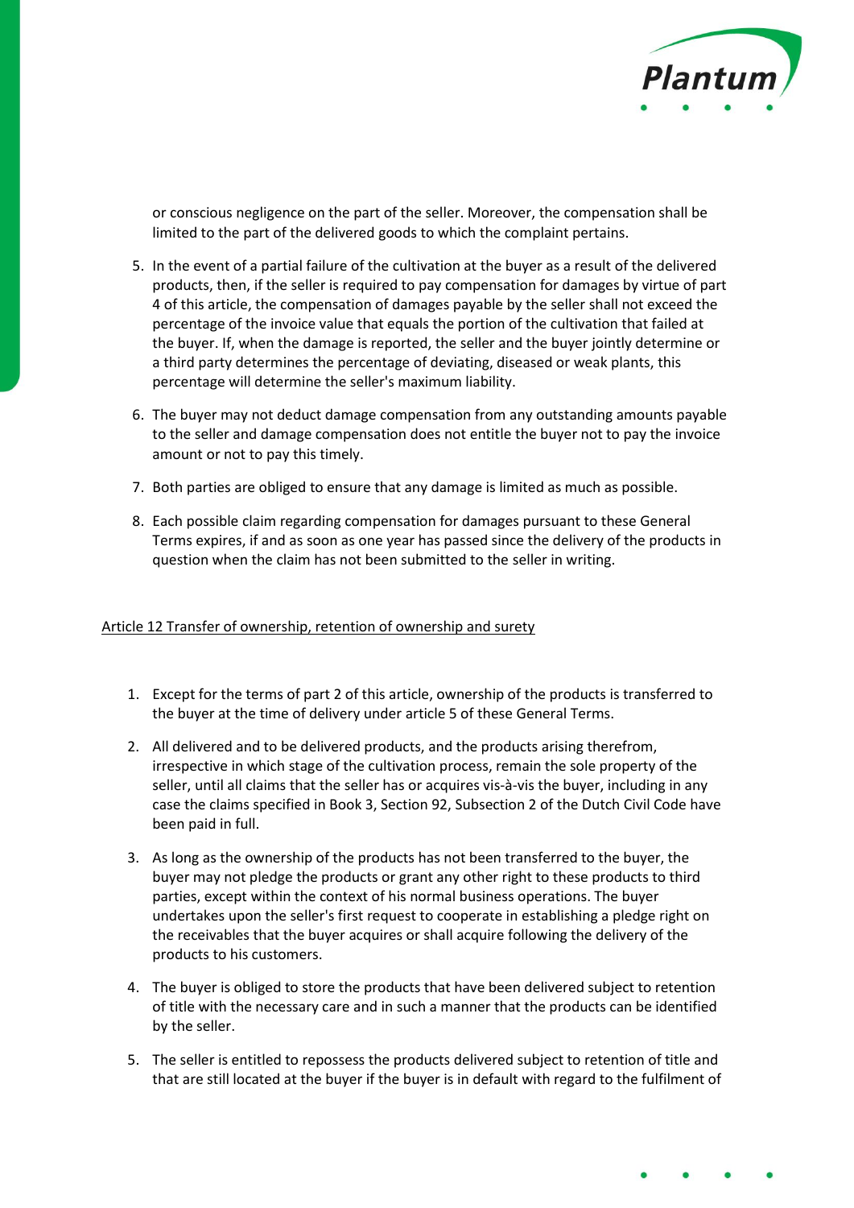or conscious negligence on the part of the seller. Moreover, the compensation shall be limited to the part of the delivered goods to which the complaint pertains.

5. In the event of a partial failure of the cultivation at the buyer as a result of the delivered products, then, if the seller is required to pay compensation for damages by virtue of part 4 of this article, the compensation of damages payable by the seller shall not exceed the percentage of the invoice value that equals the portion of the cultivation that failed at the buyer. If, when the damage is reported, the seller and the buyer jointly determine or a third party determines the percentage of deviating, diseased or weak plants, this percentage will determine the seller's maximum liability.
6. The buyer may not deduct damage compensation from any outstanding amounts payable to the seller and damage compensation does not entitle the buyer not to pay the invoice amount or not to pay this timely.
7. Both parties are obliged to ensure that any damage is limited as much as possible.
8. Each possible claim regarding compensation for damages pursuant to these General Terms expires, if and as soon as one year has passed since the delivery of the products in question when the claim has not been submitted to the seller in writing.

## Article 12 Transfer of ownership, retention of ownership and surety

1. Except for the terms of part 2 of this article, ownership of the products is transferred to the buyer at the time of delivery under article 5 of these General Terms.
2. All delivered and to be delivered products, and the products arising therefrom, irrespective in which stage of the cultivation process, remain the sole property of the seller, until all claims that the seller has or acquires vis-à-vis the buyer, including in any case the claims specified in Book 3, Section 92, Subsection 2 of the Dutch Civil Code have been paid in full.
3. As long as the ownership of the products has not been transferred to the buyer, the buyer may not pledge the products or grant any other right to these products to third parties, except within the context of his normal business operations. The buyer undertakes upon the seller's first request to cooperate in establishing a pledge right on the receivables that the buyer acquires or shall acquire following the delivery of the products to his customers.
4. The buyer is obliged to store the products that have been delivered subject to retention of title with the necessary care and in such a manner that the products can be identified by the seller.
5. The seller is entitled to repossess the products delivered subject to retention of title and that are still located at the buyer if the buyer is in default with regard to the fulfilment of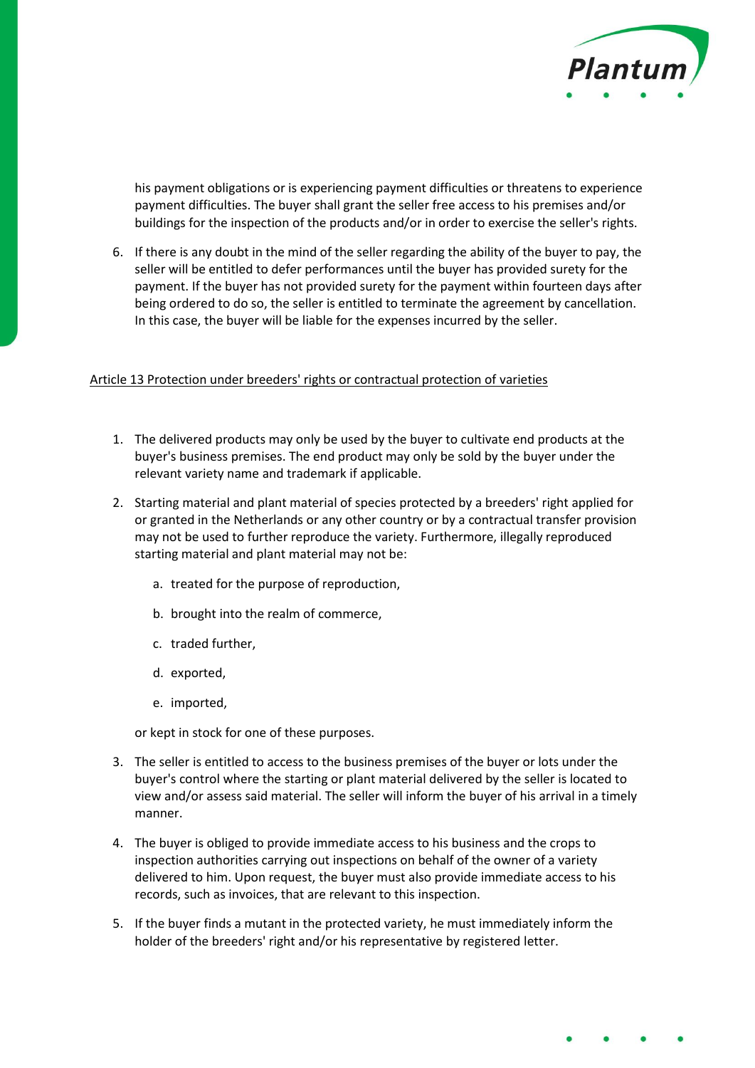his payment obligations or is experiencing payment difficulties or threatens to experience payment difficulties. The buyer shall grant the seller free access to his premises and/or buildings for the inspection of the products and/or in order to exercise the seller's rights.

6. If there is any doubt in the mind of the seller regarding the ability of the buyer to pay, the seller will be entitled to defer performances until the buyer has provided surety for the payment. If the buyer has not provided surety for the payment within fourteen days after being ordered to do so, the seller is entitled to terminate the agreement by cancellation. In this case, the buyer will be liable for the expenses incurred by the seller.

## Article 13 Protection under breeders' rights or contractual protection of varieties

1. The delivered products may only be used by the buyer to cultivate end products at the buyer's business premises. The end product may only be sold by the buyer under the relevant variety name and trademark if applicable.

2. Starting material and plant material of species protected by a breeders' right applied for or granted in the Netherlands or any other country or by a contractual transfer provision may not be used to further reproduce the variety. Furthermore, illegally reproduced starting material and plant material may not be:

   a. treated for the purpose of reproduction,

   b. brought into the realm of commerce,

   c. traded further,

   d. exported,

   e. imported,

   or kept in stock for one of these purposes.

3. The seller is entitled to access to the business premises of the buyer or lots under the buyer's control where the starting or plant material delivered by the seller is located to view and/or assess said material. The seller will inform the buyer of his arrival in a timely manner.

4. The buyer is obliged to provide immediate access to his business and the crops to inspection authorities carrying out inspections on behalf of the owner of a variety delivered to him. Upon request, the buyer must also provide immediate access to his records, such as invoices, that are relevant to this inspection.

5. If the buyer finds a mutant in the protected variety, he must immediately inform the holder of the breeders' right and/or his representative by registered letter.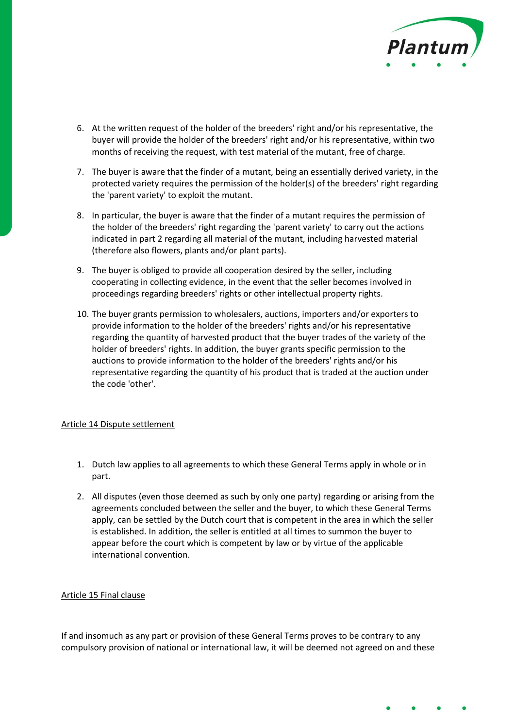6. At the written request of the holder of the breeders' right and/or his representative, the buyer will provide the holder of the breeders' right and/or his representative, within two months of receiving the request, with test material of the mutant, free of charge.
7. The buyer is aware that the finder of a mutant, being an essentially derived variety, in the protected variety requires the permission of the holder(s) of the breeders' right regarding the 'parent variety' to exploit the mutant.
8. In particular, the buyer is aware that the finder of a mutant requires the permission of the holder of the breeders' right regarding the 'parent variety' to carry out the actions indicated in part 2 regarding all material of the mutant, including harvested material (therefore also flowers, plants and/or plant parts).
9. The buyer is obliged to provide all cooperation desired by the seller, including cooperating in collecting evidence, in the event that the seller becomes involved in proceedings regarding breeders' rights or other intellectual property rights.
10. The buyer grants permission to wholesalers, auctions, importers and/or exporters to provide information to the holder of the breeders' rights and/or his representative regarding the quantity of harvested product that the buyer trades of the variety of the holder of breeders' rights. In addition, the buyer grants specific permission to the auctions to provide information to the holder of the breeders' rights and/or his representative regarding the quantity of his product that is traded at the auction under the code 'other'.

## Article 14 Dispute settlement

1. Dutch law applies to all agreements to which these General Terms apply in whole or in part.
2. All disputes (even those deemed as such by only one party) regarding or arising from the agreements concluded between the seller and the buyer, to which these General Terms apply, can be settled by the Dutch court that is competent in the area in which the seller is established. In addition, the seller is entitled at all times to summon the buyer to appear before the court which is competent by law or by virtue of the applicable international convention.

## Article 15 Final clause

If and insomuch as any part or provision of these General Terms proves to be contrary to any compulsory provision of national or international law, it will be deemed not agreed on and these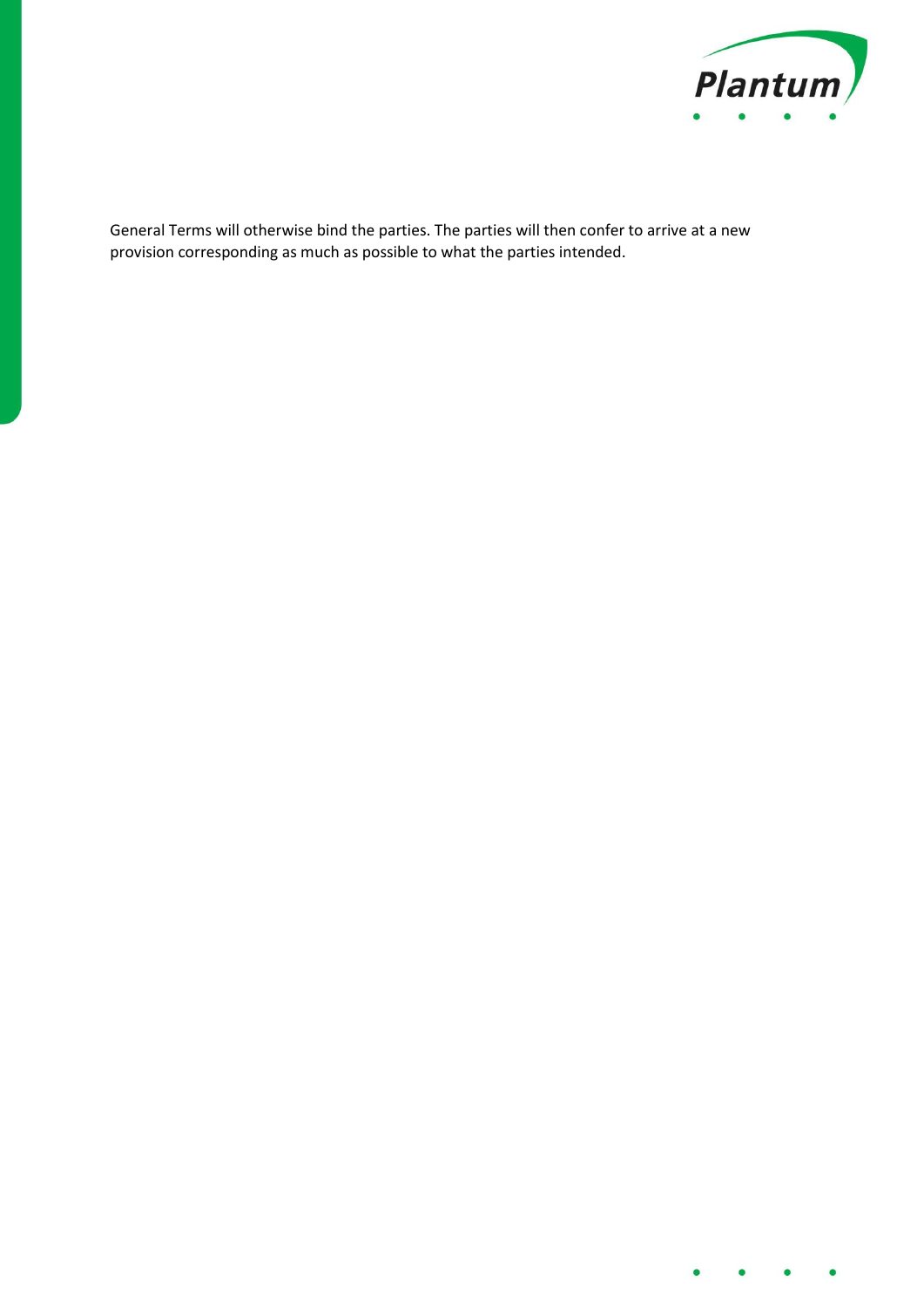General Terms will otherwise bind the parties. The parties will then confer to arrive at a new provision corresponding as much as possible to what the parties intended.